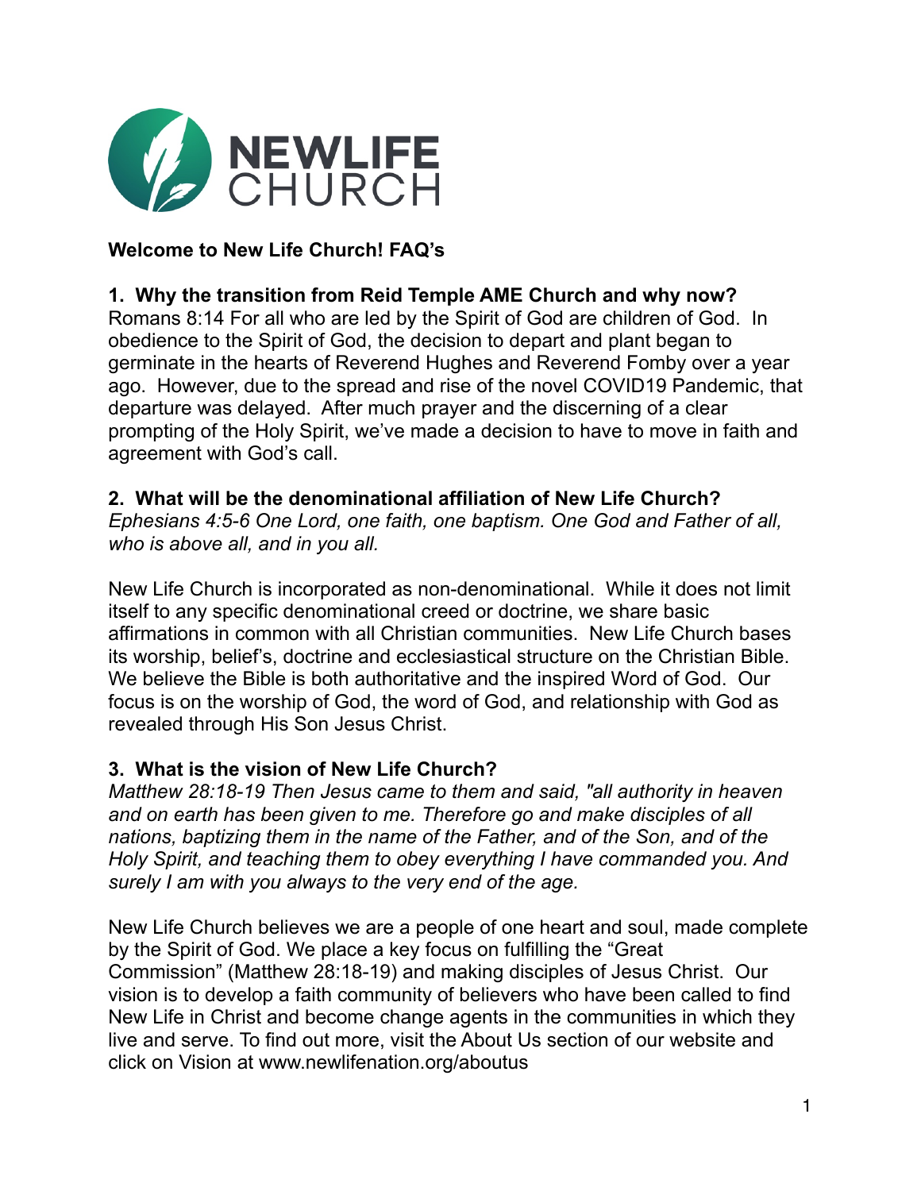NEWLIFE CHURCH

**Welcome to New Life Church! FAQ's**

**1. Why the transition from Reid Temple AME Church and why now?**

Romans 8:14 For all who are led by the Spirit of God are children of God. In obedience to the Spirit of God, the decision to depart and plant began to germinate in the hearts of Reverend Hughes and Reverend Fomby over a year ago. However, due to the spread and rise of the novel COVID19 Pandemic, that departure was delayed. After much prayer and the discerning of a clear prompting of the Holy Spirit, we've made a decision to have to move in faith and agreement with God's call.

**2. What will be the denominational affiliation of New Life Church?**

*Ephesians 4:5-6 One Lord, one faith, one baptism. One God and Father of all, who is above all, and in you all.*

New Life Church is incorporated as non-denominational. While it does not limit itself to any specific denominational creed or doctrine, we share basic affirmations in common with all Christian communities. New Life Church bases its worship, belief's, doctrine and ecclesiastical structure on the Christian Bible. We believe the Bible is both authoritative and the inspired Word of God. Our focus is on the worship of God, the word of God, and relationship with God as revealed through His Son Jesus Christ.

**3. What is the vision of New Life Church?**

*Matthew 28:18-19 Then Jesus came to them and said, "all authority in heaven and on earth has been given to me. Therefore go and make disciples of all nations, baptizing them in the name of the Father, and of the Son, and of the Holy Spirit, and teaching them to obey everything I have commanded you. And surely I am with you always to the very end of the age.*

New Life Church believes we are a people of one heart and soul, made complete by the Spirit of God. We place a key focus on fulfilling the "Great Commission" (Matthew 28:18-19) and making disciples of Jesus Christ. Our vision is to develop a faith community of believers who have been called to find New Life in Christ and become change agents in the communities in which they live and serve. To find out more, visit the About Us section of our website and click on Vision at www.newlifenation.org/aboutus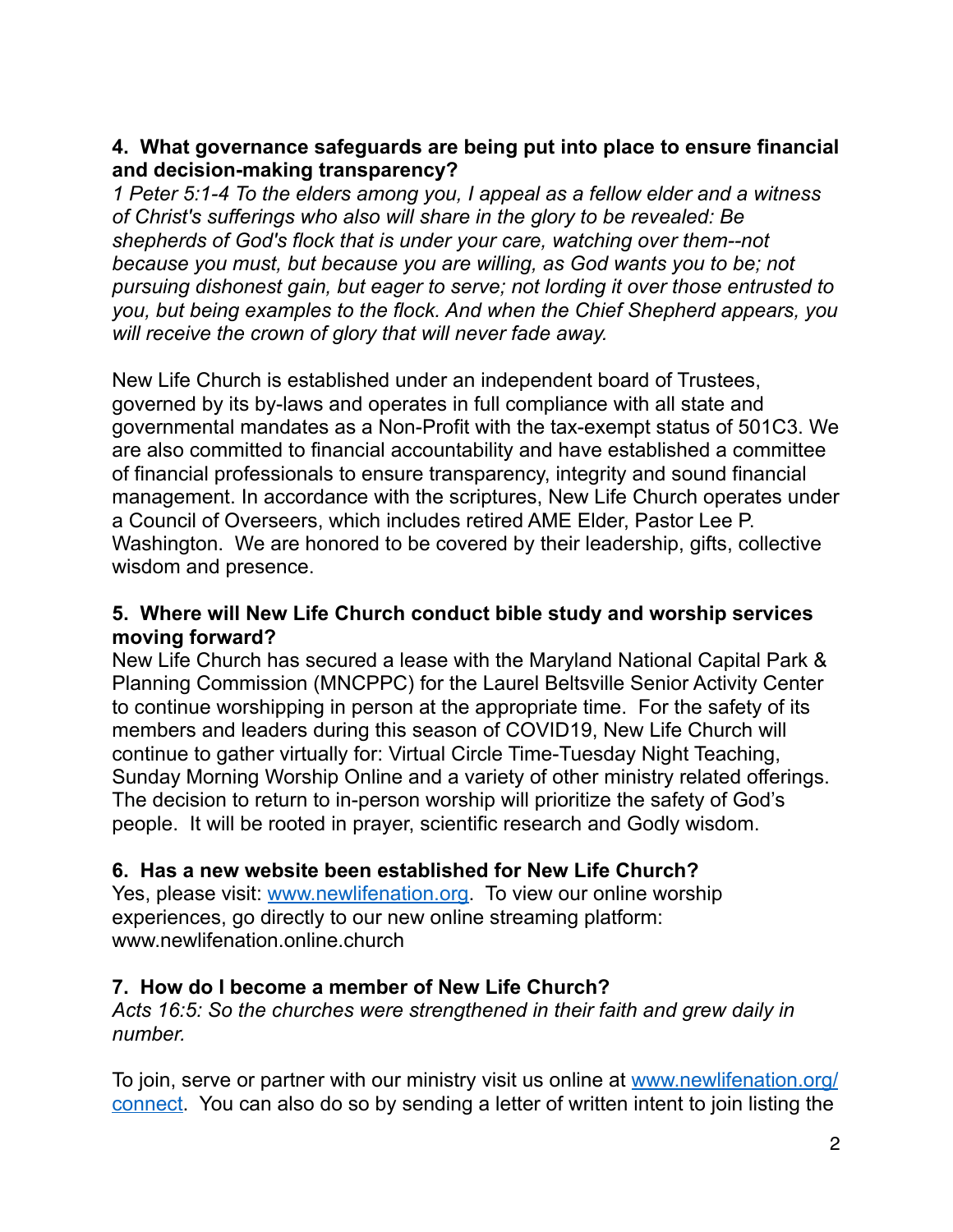**4. What governance safeguards are being put into place to ensure financial and decision-making transparency?**

*1 Peter 5:1-4 To the elders among you, I appeal as a fellow elder and a witness of Christ's sufferings who also will share in the glory to be revealed: Be shepherds of God's flock that is under your care, watching over them--not because you must, but because you are willing, as God wants you to be; not pursuing dishonest gain, but eager to serve; not lording it over those entrusted to you, but being examples to the flock. And when the Chief Shepherd appears, you will receive the crown of glory that will never fade away.*

New Life Church is established under an independent board of Trustees, governed by its by-laws and operates in full compliance with all state and governmental mandates as a Non-Profit with the tax-exempt status of 501C3. We are also committed to financial accountability and have established a committee of financial professionals to ensure transparency, integrity and sound financial management. In accordance with the scriptures, New Life Church operates under a Council of Overseers, which includes retired AME Elder, Pastor Lee P. Washington. We are honored to be covered by their leadership, gifts, collective wisdom and presence.

**5. Where will New Life Church conduct bible study and worship services moving forward?**

New Life Church has secured a lease with the Maryland National Capital Park & Planning Commission (MNCPPC) for the Laurel Beltsville Senior Activity Center to continue worshipping in person at the appropriate time. For the safety of its members and leaders during this season of COVID19, New Life Church will continue to gather virtually for: Virtual Circle Time-Tuesday Night Teaching, Sunday Morning Worship Online and a variety of other ministry related offerings. The decision to return to in-person worship will prioritize the safety of God's people. It will be rooted in prayer, scientific research and Godly wisdom.

**6. Has a new website been established for New Life Church?**

Yes, please visit: [www.newlifenation.org](http://www.newlifenation.org). To view our online worship experiences, go directly to our new online streaming platform: www.newlifenation.online.church

**7. How do I become a member of New Life Church?**

*Acts 16:5: So the churches were strengthened in their faith and grew daily in number.*

To join, serve or partner with our ministry visit us online at [www.newlifenation.org/connect](http://www.newlifenation.org/connect). You can also do so by sending a letter of written intent to join listing the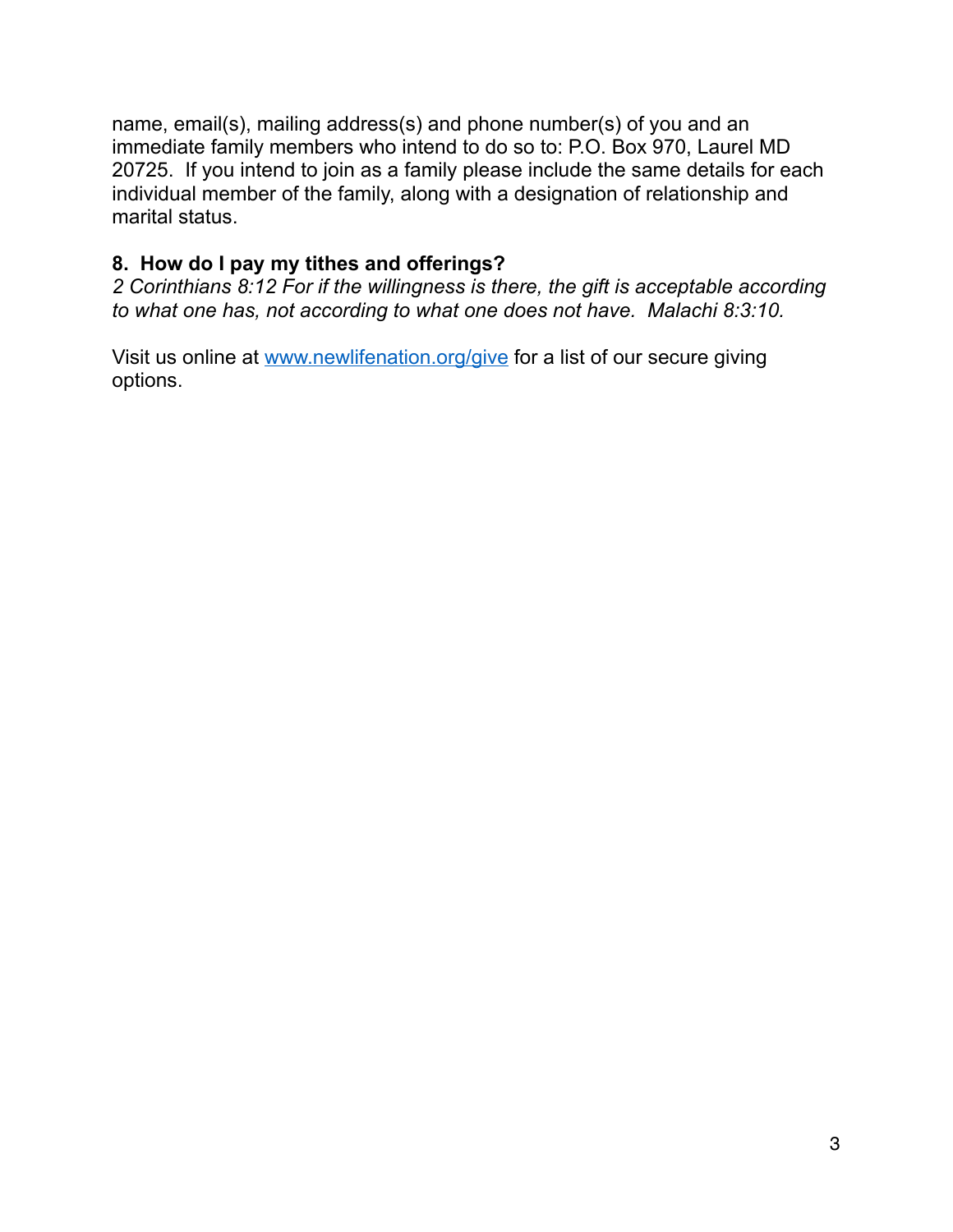name, email(s), mailing address(s) and phone number(s) of you and an immediate family members who intend to do so to: P.O. Box 970, Laurel MD 20725. If you intend to join as a family please include the same details for each individual member of the family, along with a designation of relationship and marital status.

### 8. How do I pay my tithes and offerings?

*2 Corinthians 8:12 For if the willingness is there, the gift is acceptable according to what one has, not according to what one does not have. Malachi 8:3:10.*

Visit us online at [www.newlifenation.org/give](www.newlifenation.org/give) for a list of our secure giving options.